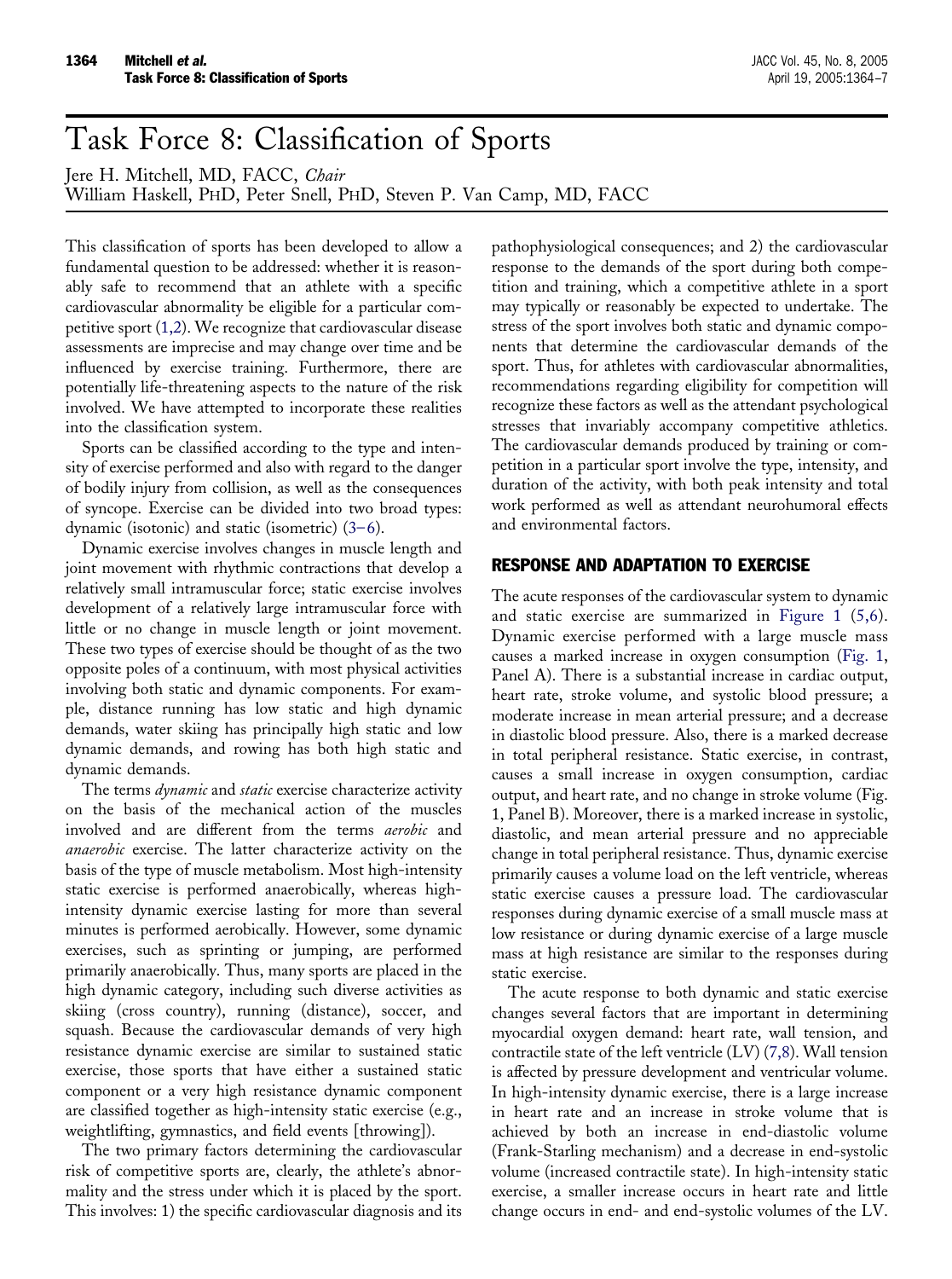# Task Force 8: Classification of Sports

Jere H. Mitchell, MD, FACC, *Chair*
William Haskell, PhD, Peter Snell, PhD, Steven P. Van Camp, MD, FACC

This classification of sports has been developed to allow a fundamental question to be addressed: whether it is reasonably safe to recommend that an athlete with a specific cardiovascular abnormality be eligible for a particular competitive sport (1,2). We recognize that cardiovascular disease assessments are imprecise and may change over time and be influenced by exercise training. Furthermore, there are potentially life-threatening aspects to the nature of the risk involved. We have attempted to incorporate these realities into the classification system.

Sports can be classified according to the type and intensity of exercise performed and also with regard to the danger of bodily injury from collision, as well as the consequences of syncope. Exercise can be divided into two broad types: dynamic (isotonic) and static (isometric) (3–6).

Dynamic exercise involves changes in muscle length and joint movement with rhythmic contractions that develop a relatively small intramuscular force; static exercise involves development of a relatively large intramuscular force with little or no change in muscle length or joint movement. These two types of exercise should be thought of as the two opposite poles of a continuum, with most physical activities involving both static and dynamic components. For example, distance running has low static and high dynamic demands, water skiing has principally high static and low dynamic demands, and rowing has both high static and dynamic demands.

The terms *dynamic* and *static* exercise characterize activity on the basis of the mechanical action of the muscles involved and are different from the terms *aerobic* and *anaerobic* exercise. The latter characterize activity on the basis of the type of muscle metabolism. Most high-intensity static exercise is performed anaerobically, whereas high-intensity dynamic exercise lasting for more than several minutes is performed aerobically. However, some dynamic exercises, such as sprinting or jumping, are performed primarily anaerobically. Thus, many sports are placed in the high dynamic category, including such diverse activities as skiing (cross country), running (distance), soccer, and squash. Because the cardiovascular demands of very high resistance dynamic exercise are similar to sustained static exercise, those sports that have either a sustained static component or a very high resistance dynamic component are classified together as high-intensity static exercise (e.g., weightlifting, gymnastics, and field events [throwing]).

The two primary factors determining the cardiovascular risk of competitive sports are, clearly, the athlete's abnormality and the stress under which it is placed by the sport. This involves: 1) the specific cardiovascular diagnosis and its pathophysiological consequences; and 2) the cardiovascular response to the demands of the sport during both competition and training, which a competitive athlete in a sport may typically or reasonably be expected to undertake. The stress of the sport involves both static and dynamic components that determine the cardiovascular demands of the sport. Thus, for athletes with cardiovascular abnormalities, recommendations regarding eligibility for competition will recognize these factors as well as the attendant psychological stresses that invariably accompany competitive athletics. The cardiovascular demands produced by training or competition in a particular sport involve the type, intensity, and duration of the activity, with both peak intensity and total work performed as well as attendant neurohumoral effects and environmental factors.

## RESPONSE AND ADAPTATION TO EXERCISE

The acute responses of the cardiovascular system to dynamic and static exercise are summarized in Figure 1 (5,6). Dynamic exercise performed with a large muscle mass causes a marked increase in oxygen consumption (Fig. 1, Panel A). There is a substantial increase in cardiac output, heart rate, stroke volume, and systolic blood pressure; a moderate increase in mean arterial pressure; and a decrease in diastolic blood pressure. Also, there is a marked decrease in total peripheral resistance. Static exercise, in contrast, causes a small increase in oxygen consumption, cardiac output, and heart rate, and no change in stroke volume (Fig. 1, Panel B). Moreover, there is a marked increase in systolic, diastolic, and mean arterial pressure and no appreciable change in total peripheral resistance. Thus, dynamic exercise primarily causes a volume load on the left ventricle, whereas static exercise causes a pressure load. The cardiovascular responses during dynamic exercise of a small muscle mass at low resistance or during dynamic exercise of a large muscle mass at high resistance are similar to the responses during static exercise.

The acute response to both dynamic and static exercise changes several factors that are important in determining myocardial oxygen demand: heart rate, wall tension, and contractile state of the left ventricle (LV) (7,8). Wall tension is affected by pressure development and ventricular volume. In high-intensity dynamic exercise, there is a large increase in heart rate and an increase in stroke volume that is achieved by both an increase in end-diastolic volume (Frank-Starling mechanism) and a decrease in end-systolic volume (increased contractile state). In high-intensity static exercise, a smaller increase occurs in heart rate and little change occurs in end- and end-systolic volumes of the LV.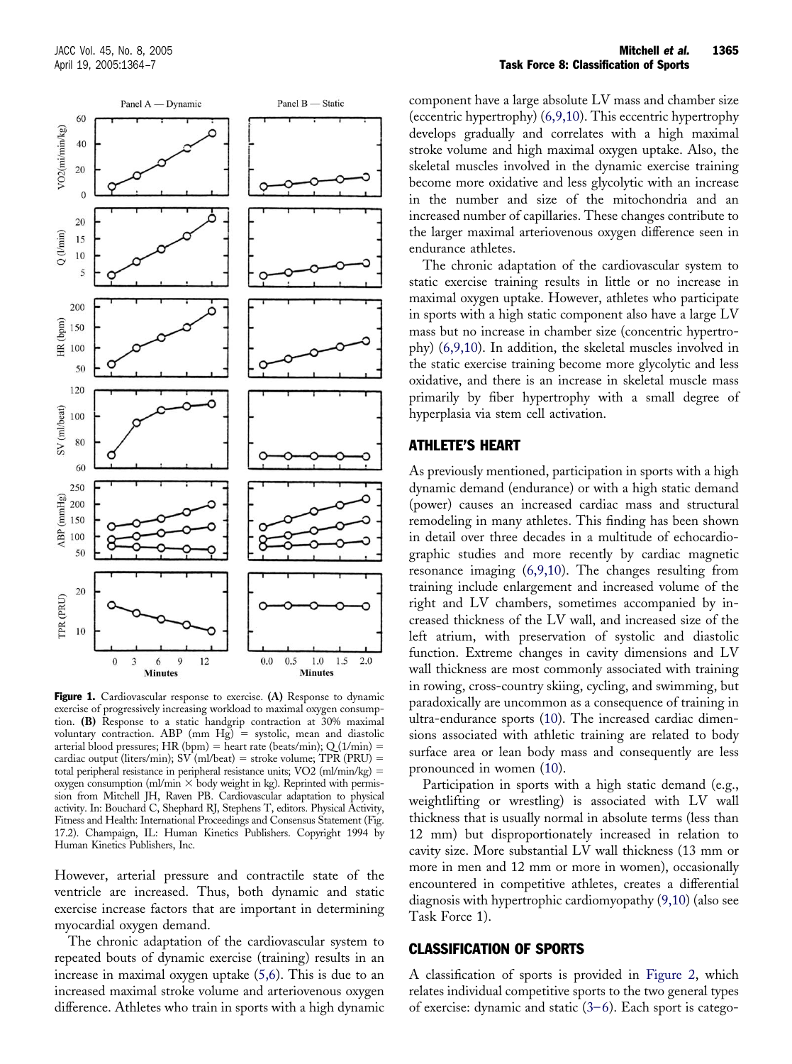**Figure 1.** Cardiovascular response to exercise. **(A)** Response to dynamic exercise of progressively increasing workload to maximal oxygen consumption. **(B)** Response to a static handgrip contraction at 30% maximal voluntary contraction. ABP (mm Hg) = systolic, mean and diastolic arterial blood pressures; HR (bpm) = heart rate (beats/min); Q (l/min) = cardiac output (liters/min); SV (ml/beat) = stroke volume; TPR (PRU) = total peripheral resistance in peripheral resistance units; VO2 (ml/min/kg) = oxygen consumption (ml/min × body weight in kg). Reprinted with permission from Mitchell JH, Raven PB. Cardiovascular adaptation to physical activity. In: Bouchard C, Shephard RJ, Stephens T, editors. Physical Activity, Fitness and Health: International Proceedings and Consensus Statement (Fig. 17.2). Champaign, IL: Human Kinetics Publishers. Copyright 1994 by Human Kinetics Publishers, Inc.

However, arterial pressure and contractile state of the ventricle are increased. Thus, both dynamic and static exercise increase factors that are important in determining myocardial oxygen demand.

The chronic adaptation of the cardiovascular system to repeated bouts of dynamic exercise (training) results in an increase in maximal oxygen uptake (5,6). This is due to an increased maximal stroke volume and arteriovenous oxygen difference. Athletes who train in sports with a high dynamic component have a large absolute LV mass and chamber size (eccentric hypertrophy) (6,9,10). This eccentric hypertrophy develops gradually and correlates with a high maximal stroke volume and high maximal oxygen uptake. Also, the skeletal muscles involved in the dynamic exercise training become more oxidative and less glycolytic with an increase in the number and size of the mitochondria and an increased number of capillaries. These changes contribute to the larger maximal arteriovenous oxygen difference seen in endurance athletes.

The chronic adaptation of the cardiovascular system to static exercise training results in little or no increase in maximal oxygen uptake. However, athletes who participate in sports with a high static component also have a large LV mass but no increase in chamber size (concentric hypertrophy) (6,9,10). In addition, the skeletal muscles involved in the static exercise training become more glycolytic and less oxidative, and there is an increase in skeletal muscle mass primarily by fiber hypertrophy with a small degree of hyperplasia via stem cell activation.

## ATHLETE'S HEART

As previously mentioned, participation in sports with a high dynamic demand (endurance) or with a high static demand (power) causes an increased cardiac mass and structural remodeling in many athletes. This finding has been shown in detail over three decades in a multitude of echocardiographic studies and more recently by cardiac magnetic resonance imaging (6,9,10). The changes resulting from training include enlargement and increased volume of the right and LV chambers, sometimes accompanied by increased thickness of the LV wall, and increased size of the left atrium, with preservation of systolic and diastolic function. Extreme changes in cavity dimensions and LV wall thickness are most commonly associated with training in rowing, cross-country skiing, cycling, and swimming, but paradoxically are uncommon as a consequence of training in ultra-endurance sports (10). The increased cardiac dimensions associated with athletic training are related to body surface area or lean body mass and consequently are less pronounced in women (10).

Participation in sports with a high static demand (e.g., weightlifting or wrestling) is associated with LV wall thickness that is usually normal in absolute terms (less than 12 mm) but disproportionately increased in relation to cavity size. More substantial LV wall thickness (13 mm or more in men and 12 mm or more in women), occasionally encountered in competitive athletes, creates a differential diagnosis with hypertrophic cardiomyopathy (9,10) (also see Task Force 1).

## CLASSIFICATION OF SPORTS

A classification of sports is provided in Figure 2, which relates individual competitive sports to the two general types of exercise: dynamic and static (3–6). Each sport is catego-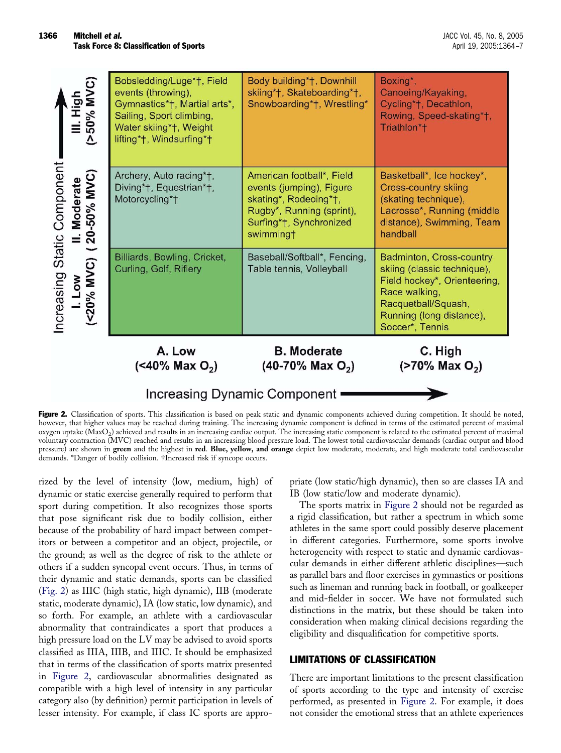| Increasing Static Component | A. Low (<40% Max $O_2$) | B. Moderate (40-70% Max $O_2$) | C. High (>70% Max $O_2$) |
|---|---|---|---|
| III. High (>50% MVC) | Bobsledding/Luge*†, Field events (throwing), Gymnastics*†, Martial arts*, Sailing, Sport climbing, Water skiing*†, Weight lifting*†, Windsurfing*† | Body building*†, Downhill skiing*†, Skateboarding*†, Snowboarding*†, Wrestling* | Boxing*, Canoeing/Kayaking, Cycling*†, Decathlon, Rowing, Speed-skating*†, Triathlon*† |
| II. Moderate (20-50% MVC) | Archery, Auto racing*†, Diving*†, Equestrian*†, Motorcycling*† | American football*, Field events (jumping), Figure skating*, Rodeoing*†, Rugby*, Running (sprint), Surfing*†, Synchronized swimming† | Basketball*, Ice hockey*, Cross-country skiing (skating technique), Lacrosse*, Running (middle distance), Swimming, Team handball |
| I. Low (<20% MVC) | Billiards, Bowling, Cricket, Curling, Golf, Riflery | Baseball/Softball*, Fencing, Table tennis, Volleyball | Badminton, Cross-country skiing (classic technique), Field hockey*, Orienteering, Race walking, Racquetball/Squash, Running (long distance), Soccer*, Tennis |

Increasing Dynamic Component

**Figure 2.** Classification of sports. This classification is based on peak static and dynamic components achieved during competition. It should be noted, however, that higher values may be reached during training. The increasing dynamic component is defined in terms of the estimated percent of maximal oxygen uptake ($MaxO_2$) achieved and results in an increasing cardiac output. The increasing static component is related to the estimated percent of maximal voluntary contraction (MVC) reached and results in an increasing blood pressure load. The lowest total cardiovascular demands (cardiac output and blood pressure) are shown in **green** and the highest in **red**. **Blue, yellow, and orange** depict low moderate, moderate, and high moderate total cardiovascular demands. *Danger of bodily collision. †Increased risk if syncope occurs.

rized by the level of intensity (low, medium, high) of dynamic or static exercise generally required to perform that sport during competition. It also recognizes those sports that pose significant risk due to bodily collision, either because of the probability of hard impact between competitors or between a competitor and an object, projectile, or the ground; as well as the degree of risk to the athlete or others if a sudden syncopal event occurs. Thus, in terms of their dynamic and static demands, sports can be classified (Fig. 2) as IIIC (high static, high dynamic), IIB (moderate static, moderate dynamic), IA (low static, low dynamic), and so forth. For example, an athlete with a cardiovascular abnormality that contraindicates a sport that produces a high pressure load on the LV may be advised to avoid sports classified as IIIA, IIIB, and IIIC. It should be emphasized that in terms of the classification of sports matrix presented in Figure 2, cardiovascular abnormalities designated as compatible with a high level of intensity in any particular category also (by definition) permit participation in levels of lesser intensity. For example, if class IC sports are appropriate (low static/high dynamic), then so are classes IA and IB (low static/low and moderate dynamic).

The sports matrix in Figure 2 should not be regarded as a rigid classification, but rather a spectrum in which some athletes in the same sport could possibly deserve placement in different categories. Furthermore, some sports involve heterogeneity with respect to static and dynamic cardiovascular demands in either different athletic disciplines—such as parallel bars and floor exercises in gymnastics or positions such as lineman and running back in football, or goalkeeper and mid-fielder in soccer. We have not formulated such distinctions in the matrix, but these should be taken into consideration when making clinical decisions regarding the eligibility and disqualification for competitive sports.

## LIMITATIONS OF CLASSIFICATION

There are important limitations to the present classification of sports according to the type and intensity of exercise performed, as presented in Figure 2. For example, it does not consider the emotional stress that an athlete experiences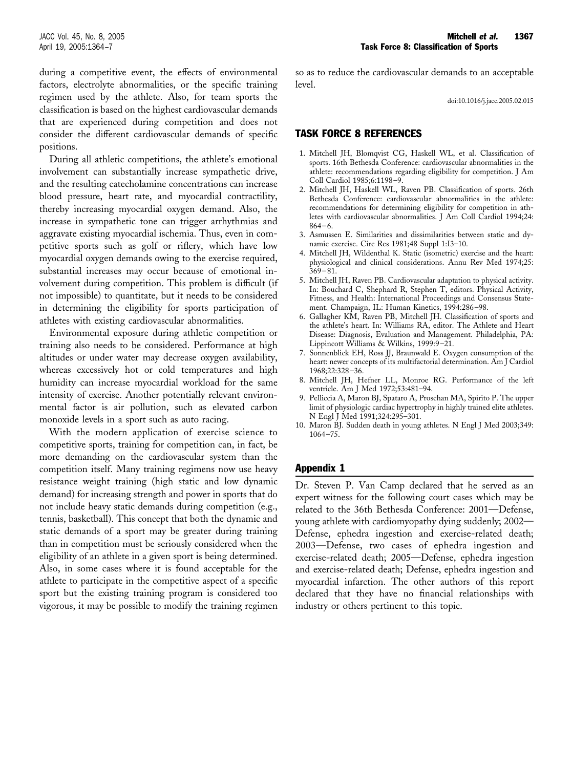during a competitive event, the effects of environmental factors, electrolyte abnormalities, or the specific training regimen used by the athlete. Also, for team sports the classification is based on the highest cardiovascular demands that are experienced during competition and does not consider the different cardiovascular demands of specific positions.

During all athletic competitions, the athlete's emotional involvement can substantially increase sympathetic drive, and the resulting catecholamine concentrations can increase blood pressure, heart rate, and myocardial contractility, thereby increasing myocardial oxygen demand. Also, the increase in sympathetic tone can trigger arrhythmias and aggravate existing myocardial ischemia. Thus, even in competitive sports such as golf or riflery, which have low myocardial oxygen demands owing to the exercise required, substantial increases may occur because of emotional involvement during competition. This problem is difficult (if not impossible) to quantitate, but it needs to be considered in determining the eligibility for sports participation of athletes with existing cardiovascular abnormalities.

Environmental exposure during athletic competition or training also needs to be considered. Performance at high altitudes or under water may decrease oxygen availability, whereas excessively hot or cold temperatures and high humidity can increase myocardial workload for the same intensity of exercise. Another potentially relevant environmental factor is air pollution, such as elevated carbon monoxide levels in a sport such as auto racing.

With the modern application of exercise science to competitive sports, training for competition can, in fact, be more demanding on the cardiovascular system than the competition itself. Many training regimens now use heavy resistance weight training (high static and low dynamic demand) for increasing strength and power in sports that do not include heavy static demands during competition (e.g., tennis, basketball). This concept that both the dynamic and static demands of a sport may be greater during training than in competition must be seriously considered when the eligibility of an athlete in a given sport is being determined. Also, in some cases where it is found acceptable for the athlete to participate in the competitive aspect of a specific sport but the existing training program is considered too vigorous, it may be possible to modify the training regimen so as to reduce the cardiovascular demands to an acceptable level.

doi:10.1016/j.jacc.2005.02.015

## TASK FORCE 8 REFERENCES

1. Mitchell JH, Blomqvist CG, Haskell WL, et al. Classification of sports. 16th Bethesda Conference: cardiovascular abnormalities in the athlete: recommendations regarding eligibility for competition. J Am Coll Cardiol 1985;6:1198–9.
2. Mitchell JH, Haskell WL, Raven PB. Classification of sports. 26th Bethesda Conference: cardiovascular abnormalities in the athlete: recommendations for determining eligibility for competition in athletes with cardiovascular abnormalities. J Am Coll Cardiol 1994;24: 864–6.
3. Asmussen E. Similarities and dissimilarities between static and dynamic exercise. Circ Res 1981;48 Suppl 1:I3–10.
4. Mitchell JH, Wildenthal K. Static (isometric) exercise and the heart: physiological and clinical considerations. Annu Rev Med 1974;25: 369–81.
5. Mitchell JH, Raven PB. Cardiovascular adaptation to physical activity. In: Bouchard C, Shephard R, Stephen T, editors. Physical Activity, Fitness, and Health: International Proceedings and Consensus Statement. Champaign, IL: Human Kinetics, 1994:286–98.
6. Gallagher KM, Raven PB, Mitchell JH. Classification of sports and the athlete's heart. In: Williams RA, editor. The Athlete and Heart Disease: Diagnosis, Evaluation and Management. Philadelphia, PA: Lippincott Williams & Wilkins, 1999:9–21.
7. Sonnenblick EH, Ross JJ, Braunwald E. Oxygen consumption of the heart: newer concepts of its multifactorial determination. Am J Cardiol 1968;22:328–36.
8. Mitchell JH, Hefner LL, Monroe RG. Performance of the left ventricle. Am J Med 1972;53:481–94.
9. Pelliccia A, Maron BJ, Spataro A, Proschan MA, Spirito P. The upper limit of physiologic cardiac hypertrophy in highly trained elite athletes. N Engl J Med 1991;324:295–301.
10. Maron BJ. Sudden death in young athletes. N Engl J Med 2003;349: 1064–75.

## Appendix 1

Dr. Steven P. Van Camp declared that he served as an expert witness for the following court cases which may be related to the 36th Bethesda Conference: 2001—Defense, young athlete with cardiomyopathy dying suddenly; 2002—Defense, ephedra ingestion and exercise-related death; 2003—Defense, two cases of ephedra ingestion and exercise-related death; 2005—Defense, ephedra ingestion and exercise-related death; Defense, ephedra ingestion and myocardial infarction. The other authors of this report declared that they have no financial relationships with industry or others pertinent to this topic.